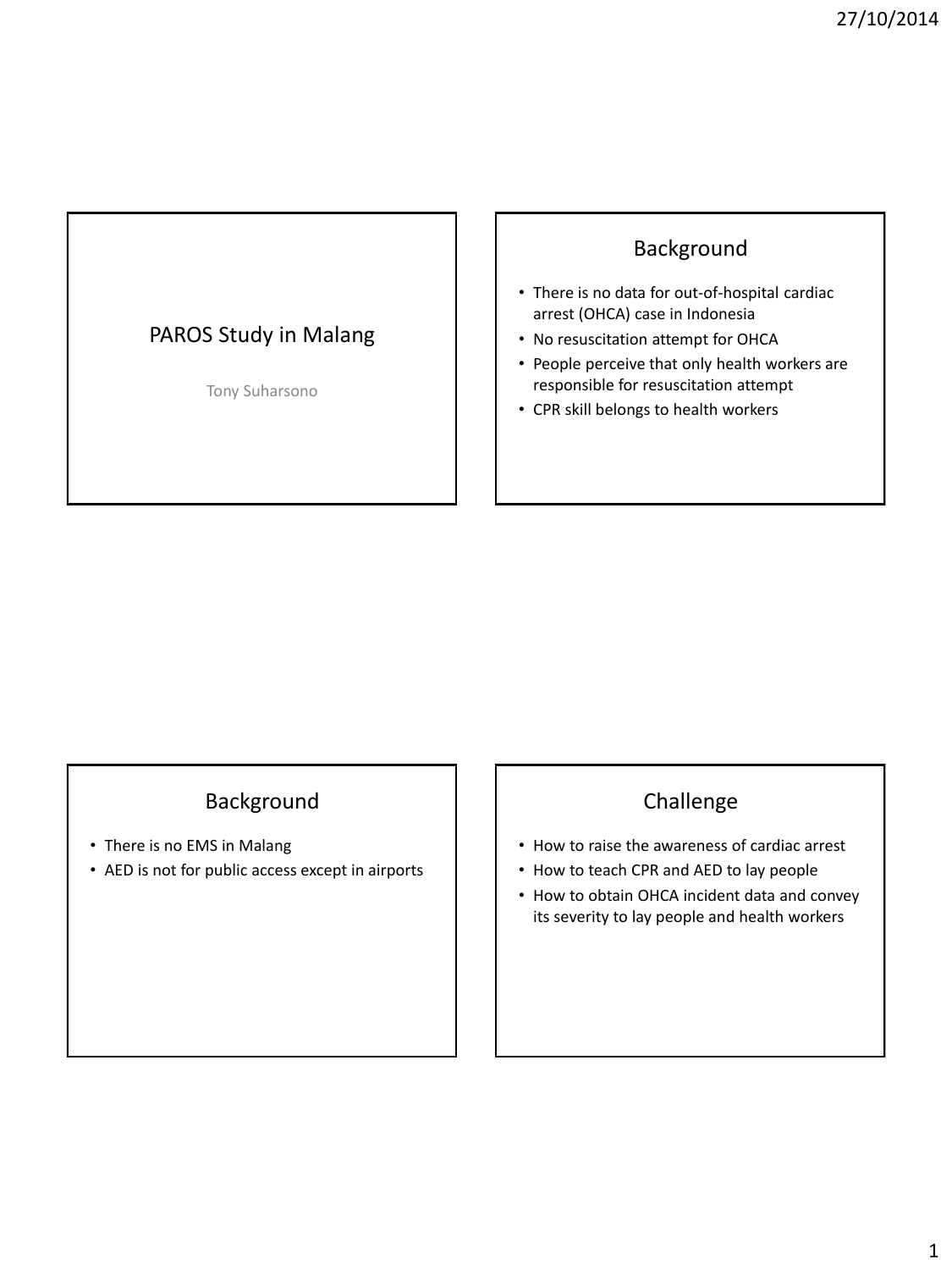# PAROS Study in Malang

Tony Suharsono

## Background

- There is no data for out-of-hospital cardiac arrest (OHCA) case in Indonesia
- No resuscitation attempt for OHCA
- People perceive that only health workers are responsible for resuscitation attempt
- CPR skill belongs to health workers

## Background

- There is no EMS in Malang
- AED is not for public access except in airports

## Challenge

- How to raise the awareness of cardiac arrest
- How to teach CPR and AED to lay people
- How to obtain OHCA incident data and convey its severity to lay people and health workers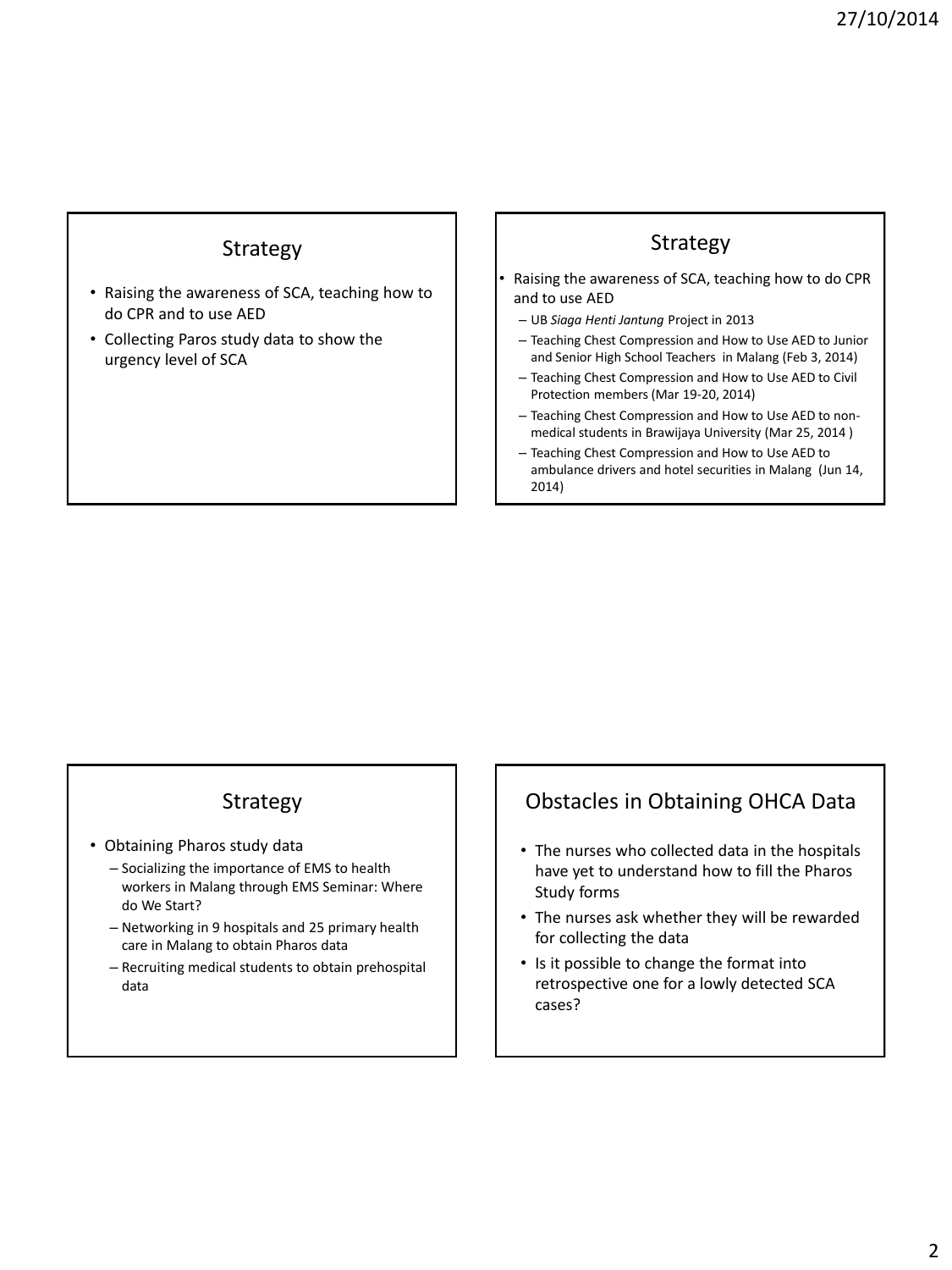## Strategy

- Raising the awareness of SCA, teaching how to do CPR and to use AED
- Collecting Paros study data to show the urgency level of SCA

## Strategy

- Raising the awareness of SCA, teaching how to do CPR and to use AED
  - UB *Siaga Henti Jantung* Project in 2013
  - Teaching Chest Compression and How to Use AED to Junior and Senior High School Teachers in Malang (Feb 3, 2014)
  - Teaching Chest Compression and How to Use AED to Civil Protection members (Mar 19-20, 2014)
  - Teaching Chest Compression and How to Use AED to non-medical students in Brawijaya University (Mar 25, 2014 )
  - Teaching Chest Compression and How to Use AED to ambulance drivers and hotel securities in Malang (Jun 14, 2014)

## Strategy

- Obtaining Pharos study data
  - Socializing the importance of EMS to health workers in Malang through EMS Seminar: Where do We Start?
  - Networking in 9 hospitals and 25 primary health care in Malang to obtain Pharos data
  - Recruiting medical students to obtain prehospital data

## Obstacles in Obtaining OHCA Data

- The nurses who collected data in the hospitals have yet to understand how to fill the Pharos Study forms
- The nurses ask whether they will be rewarded for collecting the data
- Is it possible to change the format into retrospective one for a lowly detected SCA cases?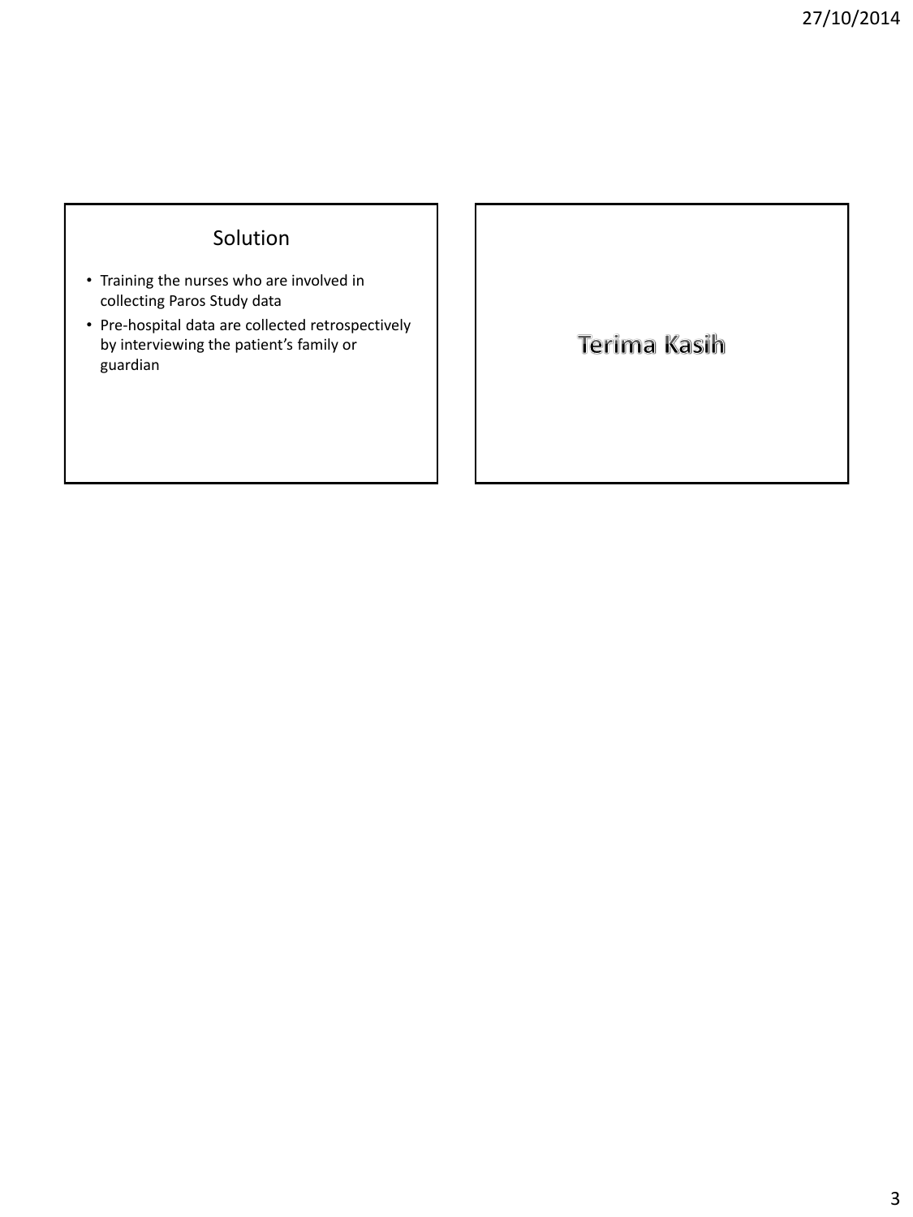## Solution

- Training the nurses who are involved in collecting Paros Study data
- Pre-hospital data are collected retrospectively by interviewing the patient's family or guardian

## Terima Kasih